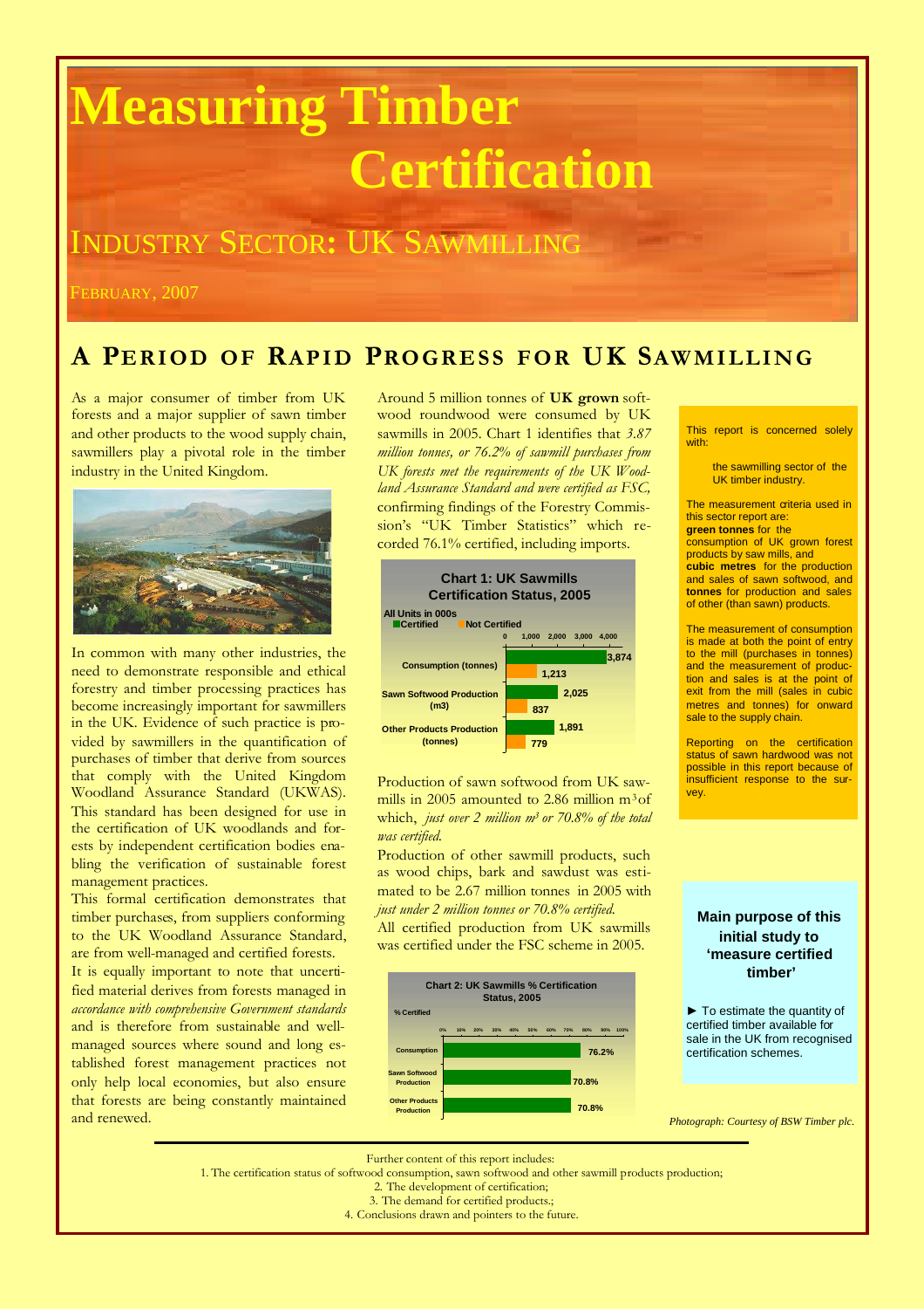# Measuring Timber Certification

## INDUSTRY SECTOR: UK SAWMILLING

FEBRUARY, 2007

## A PERIOD OF RAPID PROGRESS FOR UK SAWMILLING

As a major consumer of timber from UK forests and a major supplier of sawn timber and other products to the wood supply chain, sawmillers play a pivotal role in the timber industry in the United Kingdom.

In common with many other industries, the need to demonstrate responsible and ethical forestry and timber processing practices has become increasingly important for sawmillers in the UK. Evidence of such practice is provided by sawmillers in the quantification of purchases of timber that derive from sources that comply with the United Kingdom Woodland Assurance Standard (UKWAS). This standard has been designed for use in the certification of UK woodlands and forests by independent certification bodies enabling the verification of sustainable forest management practices.

This formal certification demonstrates that timber purchases, from suppliers conforming to the UK Woodland Assurance Standard, are from well-managed and certified forests.

It is equally important to note that uncertified material derives from forests managed in *accordance with comprehensive Government standards* and is therefore from sustainable and well-managed sources where sound and long established forest management practices not only help local economies, but also ensure that forests are being constantly maintained and renewed.

Around 5 million tonnes of **UK grown** softwood roundwood were consumed by UK sawmills in 2005. Chart 1 identifies that *3.87 million tonnes, or 76.2% of sawmill purchases from UK forests met the requirements of the UK Woodland Assurance Standard and were certified as FSC,* confirming findings of the Forestry Commission's "UK Timber Statistics" which recorded 76.1% certified, including imports.

**Chart 1: UK Sawmills Certification Status, 2005**

All Units in 000s

| | Certified | Not Certified |
|---|---|---|
| Consumption (tonnes) | 3,874 | 1,213 |
| Sawn Softwood Production (m3) | 2,025 | 837 |
| Other Products Production (tonnes) | 1,891 | 779 |

Production of sawn softwood from UK sawmills in 2005 amounted to 2.86 million $m^3$ of which, *just over 2 million $m^3$ or 70.8% of the total was certified.*

Production of other sawmill products, such as wood chips, bark and sawdust was estimated to be 2.67 million tonnes in 2005 with *just under 2 million tonnes or 70.8% certified.*

All certified production from UK sawmills was certified under the FSC scheme in 2005.

**Chart 2: UK Sawmills % Certification Status, 2005**

| | % Certified |
|---|---|
| Consumption | 76.2% |
| Sawn Softwood Production | 70.8% |
| Other Products Production | 70.8% |

This report is concerned solely with:

- the sawmilling sector of the UK timber industry.

The measurement criteria used in this sector report are:
**green tonnes** for the consumption of UK grown forest products by saw mills, and **cubic metres** for the production and sales of sawn softwood, and **tonnes** for production and sales of other (than sawn) products.

The measurement of consumption is made at both the point of entry to the mill (purchases in tonnes) and the measurement of production and sales is at the point of exit from the mill (sales in cubic metres and tonnes) for onward sale to the supply chain.

Reporting on the certification status of sawn hardwood was not possible in this report because of insufficient response to the survey.

**Main purpose of this initial study to 'measure certified timber'**

► To estimate the quantity of certified timber available for sale in the UK from recognised certification schemes.

*Photograph: Courtesy of BSW Timber plc.*

Further content of this report includes:

1. The certification status of softwood consumption, sawn softwood and other sawmill products production;
2. The development of certification;
3. The demand for certified products.;
4. Conclusions drawn and pointers to the future.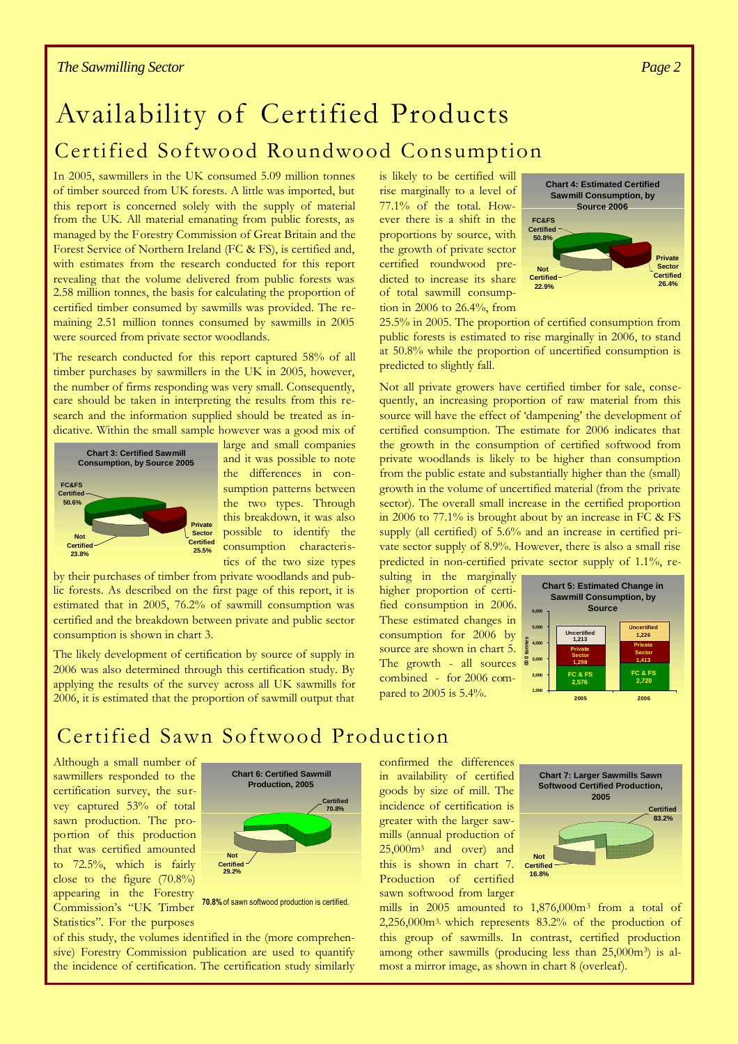# Availability of Certified Products

## Certified Softwood Roundwood Consumption

In 2005, sawmillers in the UK consumed 5.09 million tonnes of timber sourced from UK forests. A little was imported, but this report is concerned solely with the supply of material from the UK. All material emanating from public forests, as managed by the Forestry Commission of Great Britain and the Forest Service of Northern Ireland (FC & FS), is certified and, with estimates from the research conducted for this report revealing that the volume delivered from public forests was 2.58 million tonnes, the basis for calculating the proportion of certified timber consumed by sawmills was provided. The remaining 2.51 million tonnes consumed by sawmills in 2005 were sourced from private sector woodlands.

The research conducted for this report captured 58% of all timber purchases by sawmillers in the UK in 2005, however, the number of firms responding was very small. Consequently, care should be taken in interpreting the results from this research and the information supplied should be treated as indicative. Within the small sample however was a good mix of large and small companies and it was possible to note the differences in consumption patterns between the two types. Through this breakdown, it was also possible to identify the consumption characteristics of the two size types by their purchases of timber from private woodlands and public forests. As described on the first page of this report, it is estimated that in 2005, 76.2% of sawmill consumption was certified and the breakdown between private and public sector consumption is shown in chart 3.

**Chart 3: Certified Sawmill Consumption, by Source 2005**

FC&FS Certified 50.6%; Private Sector Certified 25.5%; Not Certified 23.8%

The likely development of certification by source of supply in 2006 was also determined through this certification study. By applying the results of the survey across all UK sawmills for 2006, it is estimated that the proportion of sawmill output that is likely to be certified will rise marginally to a level of 77.1% of the total. However there is a shift in the proportions by source, with the growth of private sector certified roundwood predicted to increase its share of total sawmill consumption in 2006 to 26.4%, from 25.5% in 2005. The proportion of certified consumption from public forests is estimated to rise marginally in 2006, to stand at 50.8% while the proportion of uncertified consumption is predicted to slightly fall.

**Chart 4: Estimated Certified Sawmill Consumption, by Source 2006**

FC&FS Certified 50.8%; Private Sector Certified 26.4%; Not Certified 22.9%

Not all private growers have certified timber for sale, consequently, an increasing proportion of raw material from this source will have the effect of 'dampening' the development of certified consumption. The estimate for 2006 indicates that the growth in the consumption of certified softwood from private woodlands is likely to be higher than consumption from the public estate and substantially higher than the (small) growth in the volume of uncertified material (from the private sector). The overall small increase in the certified proportion in 2006 to 77.1% is brought about by an increase in FC & FS supply (all certified) of 5.6% and an increase in certified private sector supply of 8.9%. However, there is also a small rise predicted in non-certified private sector supply of 1.1%, resulting in the marginally higher proportion of certified consumption in 2006. These estimated changes in consumption for 2006 by source are shown in chart 5. The growth - all sources combined - for 2006 compared to 2005 is 5.4%.

**Chart 5: Estimated Change in Sawmill Consumption, by Source** (000 tonnes)

| | 2005 | 2006 |
|---|---|---|
| Uncertified | 1,213 | 1,226 |
| Private Sector | 1,298 | 1,413 |
| FC & FS | 2,576 | 2,720 |

## Certified Sawn Softwood Production

Although a small number of sawmillers responded to the certification survey, the survey captured 53% of total sawn production. The proportion of this production that was certified amounted to 72.5%, which is fairly close to the figure (70.8%) appearing in the Forestry Commission's "UK Timber Statistics". For the purposes of this study, the volumes identified in the (more comprehensive) Forestry Commission publication are used to quantify the incidence of certification. The certification study similarly confirmed the differences in availability of certified goods by size of mill. The incidence of certification is greater with the larger sawmills (annual production of 25,000m³ and over) and this is shown in chart 7. Production of certified sawn softwood from larger mills in 2005 amounted to 1,876,000m³ from a total of 2,256,000m³, which represents 83.2% of the production of this group of sawmills. In contrast, certified production among other sawmills (producing less than 25,000m³) is almost a mirror image, as shown in chart 8 (overleaf).

**Chart 6: Certified Sawmill Production, 2005**

Certified 70.8%; Not Certified 29.2%

**70.8%** of sawn softwood production is certified.

**Chart 7: Larger Sawmills Sawn Softwood Certified Production, 2005**

Certified 83.2%; Not Certified 16.8%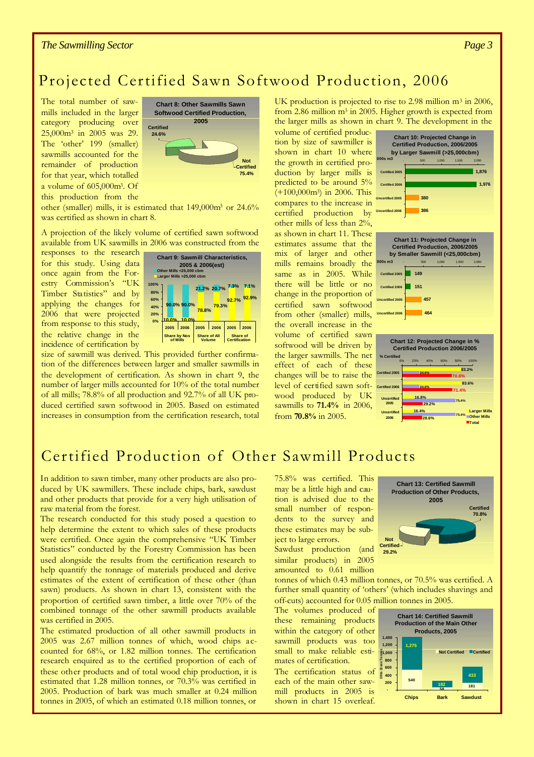# Projected Certified Sawn Softwood Production, 2006

The total number of sawmills included in the larger category producing over 25,000m³ in 2005 was 29. The 'other' 199 (smaller) sawmills accounted for the remainder of production for that year, which totalled a volume of 605,000m³. Of this production from the other (smaller) mills, it is estimated that 149,000m³ or 24.6% was certified as shown in chart 8.

**Chart 8: Other Sawmills Sawn Softwood Certified Production, 2005**

| | % |
|---|---|
| Certified | 24.6% |
| Not Certified | 75.4% |

A projection of the likely volume of certified sawn softwood available from UK sawmills in 2006 was constructed from the responses to the research for this study. Using data once again from the Forestry Commission's "UK Timber Statistics" and by applying the changes for 2006 that were projected from response to this study, the relative change in the incidence of certification by size of sawmill was derived. This provided further confirmation of the differences between larger and smaller sawmills in the development of certification. As shown in chart 9, the number of larger mills accounted for 10% of the total number of all mills; 78.8% of all production and 92.7% of all UK produced certified sawn softwood in 2005. Based on estimated increases in consumption from the certification research, total UK production is projected to rise to 2.98 million m³ in 2006, from 2.86 million m³ in 2005. Higher growth is expected from the larger mills as shown in chart 9. The development in the volume of certified production by size of sawmiller is shown in chart 10 where the growth in certified production by larger mills is predicted to be around 5% (+100,000m³) in 2006. This compares to the increase in certified production by other mills of less than 2%, as shown in chart 11. These estimates assume that the mix of larger and other mills remains broadly the same as in 2005. While there will be little or no change in the proportion of certified sawn softwood from other (smaller) mills, the overall increase in the volume of certified sawn softwood will be driven by the larger sawmills. The net effect of each of these changes will be to raise the level of certified sawn softwood produced by UK sawmills to **71.4%** in 2006, from **70.8%** in 2005.

**Chart 9: Sawmill Characteristics, 2005 & 2006(est)**

| | Share by Nos of Mills 2005 | Share by Nos of Mills 2006 | Share of All Volume 2005 | Share of All Volume 2006 | Share of Certification 2005 | Share of Certification 2006 |
|---|---|---|---|---|---|---|
| Other Mills <25,000 cbm | 90.0% | 90.0% | 21.2% | 20.7% | 7.3% | 7.1% |
| Larger Mills >25,000 cbm | 10.0% | 10.0% | 78.8% | 79.3% | 92.7% | 92.9% |

**Chart 10: Projected Change in Certified Production, 2006/2005 by Larger Sawmill (>25,000cbm)** (000s m3)

| | 000s m3 |
|---|---|
| Certified 2005 | 1,876 |
| Certified 2006 | 1,976 |
| Uncertified 2005 | 380 |
| Uncertified 2006 | 386 |

**Chart 11: Projected Change in Certified Production, 2006/2005 by Smaller Sawmill (<25,000cbm)** (000s m3)

| | 000s m3 |
|---|---|
| Certified 2005 | 149 |
| Certified 2006 | 151 |
| Uncertified 2005 | 457 |
| Uncertified 2006 | 464 |

**Chart 12: Projected Change in % Certified Production 2006/2005** (% Certified)

| | Larger Mills | Other Mills | Total |
|---|---|---|---|
| Certified 2005 | 83.2% | 24.6% | 70.8% |
| Certified 2006 | 83.6% | 24.6% | 71.4% |
| Uncertified 2005 | 16.8% | 75.4% | 29.2% |
| Uncertified 2006 | 16.4% | 75.4% | 28.6% |

# Certified Production of Other Sawmill Products

In addition to sawn timber, many other products are also produced by UK sawmillers. These include chips, bark, sawdust and other products that provide for a very high utilisation of raw material from the forest.

The research conducted for this study posed a question to help determine the extent to which sales of these products were certified. Once again the comprehensive "UK Timber Statistics" conducted by the Forestry Commission has been used alongside the results from the certification research to help quantify the tonnage of materials produced and derive estimates of the extent of certification of these other (than sawn) products. As shown in chart 13, consistent with the proportion of certified sawn timber, a little over 70% of the combined tonnage of the other sawmill products available was certified in 2005.

The estimated production of all other sawmill products in 2005 was 2.67 million tonnes of which, wood chips accounted for 68%, or 1.82 million tonnes. The certification research enquired as to the certified proportion of each of these other products and of total wood chip production, it is estimated that 1.28 million tonnes, or 70.3% was certified in 2005. Production of bark was much smaller at 0.24 million tonnes in 2005, of which an estimated 0.18 million tonnes, or 75.8% was certified. This may be a little high and caution is advised due to the small number of respondents to the survey and these estimates may be subject to large errors.

Sawdust production (and similar products) in 2005 amounted to 0.61 million tonnes of which 0.43 million tonnes, or 70.5% was certified. A further small quantity of 'others' (which includes shavings and off-cuts) accounted for 0.05 million tonnes in 2005.

The volumes produced of these remaining products within the category of other sawmill products was too small to make reliable estimates of certification.

The certification status of each of the main other sawmill products in 2005 is shown in chart 15 overleaf.

**Chart 13: Certified Sawmill Production of Other Products, 2005**

| | % |
|---|---|
| Certified | 70.8% |
| Not Certified | 29.2% |

**Chart 14: Certified Sawmill Production of the Main Other Products, 2005** (000s Green Tonnes)

| | Not Certified | Certified |
|---|---|---|
| Chips | 540 | 1,275 |
| Bark | 58 | 182 |
| Sawdust | 181 | 433 |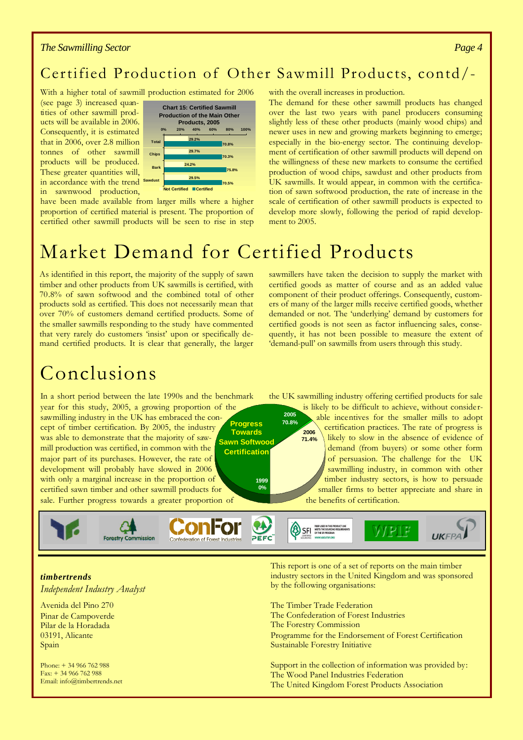## Certified Production of Other Sawmill Products, contd/-

With a higher total of sawmill production estimated for 2006 (see page 3) increased quantities of other sawmill products will be available in 2006. Consequently, it is estimated that in 2006, over 2.8 million tonnes of other sawmill products will be produced. These greater quantities will, in accordance with the trend in sawnwood production, have been made available from larger mills where a higher proportion of certified material is present. The proportion of certified other sawmill products will be seen to rise in step with the overall increases in production.

Chart 15: Certified Sawmill Production of the Main Other Products, 2005

0% 20% 40% 60% 80% 100%

Total 29.2% 70.8%

Chips 29.7% 70.3%

Bark 24.2% 75.8%

Sawdust 29.5% 70.5%

Not Certified Certified

The demand for these other sawmill products has changed over the last two years with panel producers consuming slightly less of these other products (mainly wood chips) and newer uses in new and growing markets beginning to emerge; especially in the bio-energy sector. The continuing development of certification of other sawmill products will depend on the willingness of these new markets to consume the certified production of wood chips, sawdust and other products from UK sawmills. It would appear, in common with the certification of sawn softwood production, the rate of increase in the scale of certification of other sawmill products is expected to develop more slowly, following the period of rapid development to 2005.

# Market Demand for Certified Products

As identified in this report, the majority of the supply of sawn timber and other products from UK sawmills is certified, with 70.8% of sawn softwood and the combined total of other products sold as certified. This does not necessarily mean that over 70% of customers demand certified products. Some of the smaller sawmills responding to the study have commented that very rarely do customers 'insist' upon or specifically demand certified products. It is clear that generally, the larger sawmillers have taken the decision to supply the market with certified goods as matter of course and as an added value component of their product offerings. Consequently, customers of many of the larger mills receive certified goods, whether demanded or not. The 'underlying' demand by customers for certified goods is not seen as factor influencing sales, consequently, it has not been possible to measure the extent of 'demand-pull' on sawmills from users through this study.

# Conclusions

In a short period between the late 1990s and the benchmark year for this study, 2005, a growing proportion of the sawmilling industry in the UK has embraced the concept of timber certification. By 2005, the industry was able to demonstrate that the majority of sawmill production was certified, in common with the major part of its purchases. However, the rate of development will probably have slowed in 2006 with only a marginal increase in the proportion of certified sawn timber and other sawmill products for sale. Further progress towards a greater proportion of the UK sawmilling industry offering certified products for sale is likely to be difficult to achieve, without considerable incentives for the smaller mills to adopt certification practices. The rate of progress is likely to slow in the absence of evidence of demand (from buyers) or some other form of persuasion. The challenge for the UK sawmilling industry, in common with other timber industry sectors, is how to persuade smaller firms to better appreciate and share in the benefits of certification.

Progress Towards Sawn Softwood Certification

2005 70.8%

2006 71.4%

1999 0%

***timbertrends***
*Independent Industry Analyst*

Avenida del Pino 270
Pinar de Campoverde
Pilar de la Horadada
03191, Alicante
Spain

Phone: + 34 966 762 988
Fax: + 34 966 762 988
Email: info@timbertrends.net

This report is one of a set of reports on the main timber industry sectors in the United Kingdom and was sponsored by the following organisations:

The Timber Trade Federation
The Confederation of Forest Industries
The Forestry Commission
Programme for the Endorsement of Forest Certification
Sustainable Forestry Initiative

Support in the collection of information was provided by:
The Wood Panel Industries Federation
The United Kingdom Forest Products Association